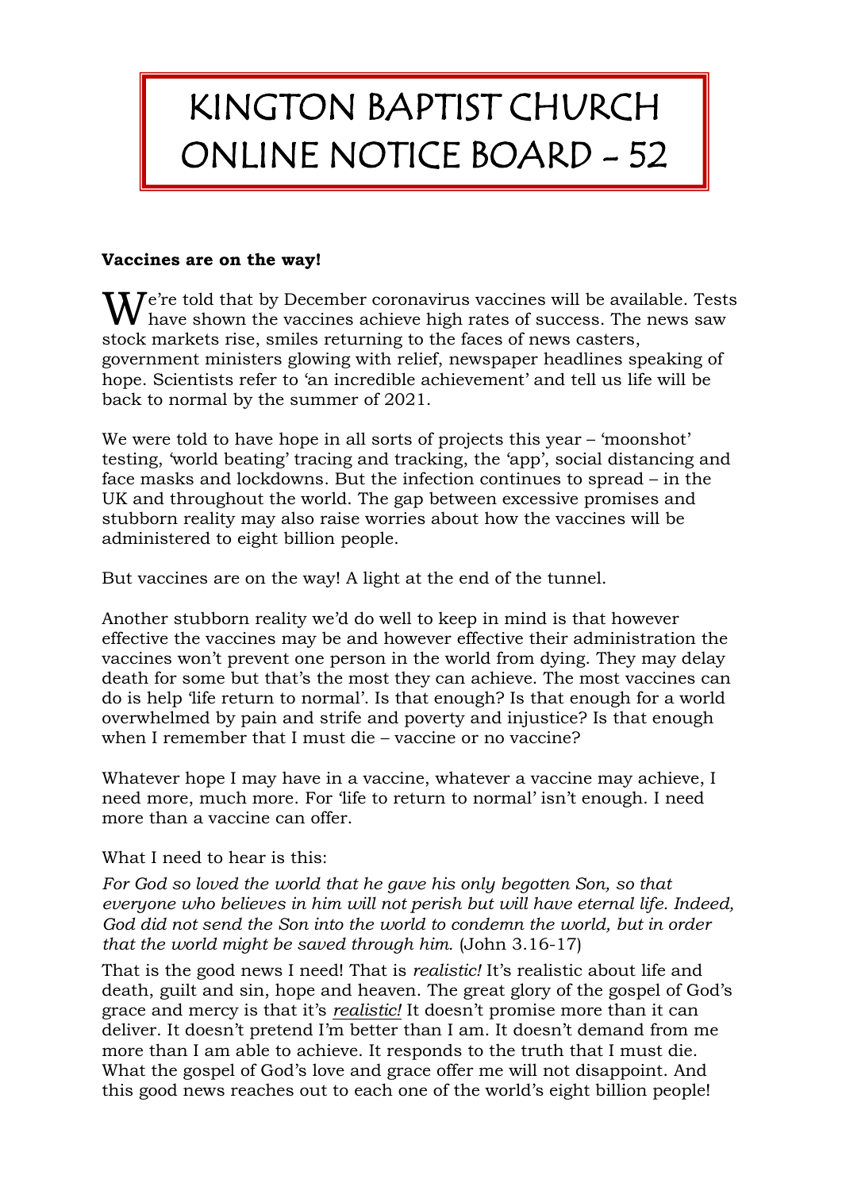# KINGTON BAPTIST CHURCH ONLINE NOTICE BOARD – 52

**Vaccines are on the way!**

We're told that by December coronavirus vaccines will be available. Tests have shown the vaccines achieve high rates of success. The news saw stock markets rise, smiles returning to the faces of news casters, government ministers glowing with relief, newspaper headlines speaking of hope. Scientists refer to 'an incredible achievement' and tell us life will be back to normal by the summer of 2021.

We were told to have hope in all sorts of projects this year – 'moonshot' testing, 'world beating' tracing and tracking, the 'app', social distancing and face masks and lockdowns. But the infection continues to spread – in the UK and throughout the world. The gap between excessive promises and stubborn reality may also raise worries about how the vaccines will be administered to eight billion people.

But vaccines are on the way! A light at the end of the tunnel.

Another stubborn reality we'd do well to keep in mind is that however effective the vaccines may be and however effective their administration the vaccines won't prevent one person in the world from dying. They may delay death for some but that's the most they can achieve. The most vaccines can do is help 'life return to normal'. Is that enough? Is that enough for a world overwhelmed by pain and strife and poverty and injustice? Is that enough when I remember that I must die – vaccine or no vaccine?

Whatever hope I may have in a vaccine, whatever a vaccine may achieve, I need more, much more. For 'life to return to normal' isn't enough. I need more than a vaccine can offer.

What I need to hear is this:

*For God so loved the world that he gave his only begotten Son, so that everyone who believes in him will not perish but will have eternal life. Indeed, God did not send the Son into the world to condemn the world, but in order that the world might be saved through him.* (John 3.16-17)

That is the good news I need! That is *realistic!* It's realistic about life and death, guilt and sin, hope and heaven. The great glory of the gospel of God's grace and mercy is that it's *<u>realistic!</u>* It doesn't promise more than it can deliver. It doesn't pretend I'm better than I am. It doesn't demand from me more than I am able to achieve. It responds to the truth that I must die. What the gospel of God's love and grace offer me will not disappoint. And this good news reaches out to each one of the world's eight billion people!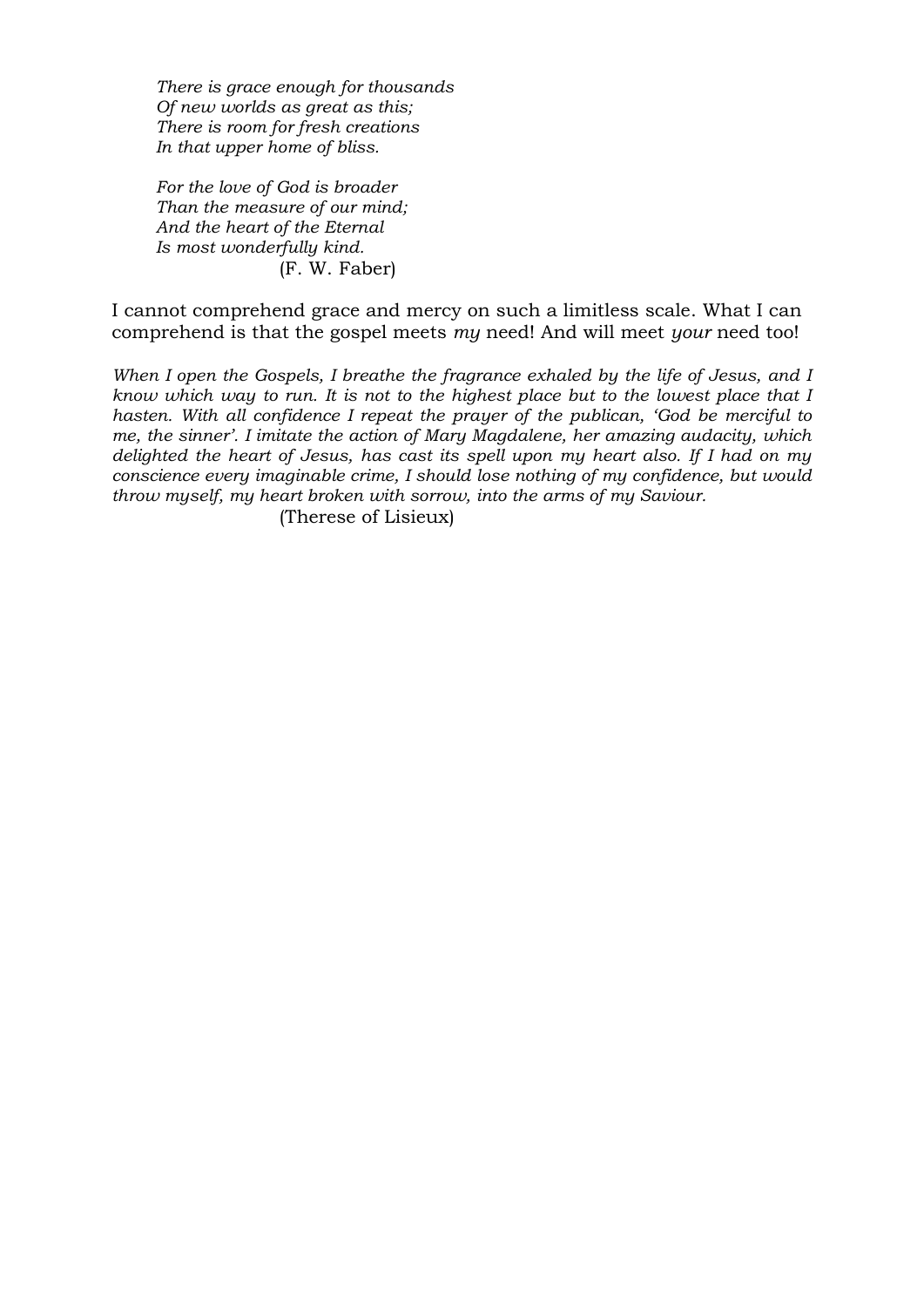*There is grace enough for thousands*
*Of new worlds as great as this;*
*There is room for fresh creations*
*In that upper home of bliss.*

*For the love of God is broader*
*Than the measure of our mind;*
*And the heart of the Eternal*
*Is most wonderfully kind.*
(F. W. Faber)

I cannot comprehend grace and mercy on such a limitless scale. What I can comprehend is that the gospel meets *my* need! And will meet *your* need too!

*When I open the Gospels, I breathe the fragrance exhaled by the life of Jesus, and I know which way to run. It is not to the highest place but to the lowest place that I hasten. With all confidence I repeat the prayer of the publican, 'God be merciful to me, the sinner'. I imitate the action of Mary Magdalene, her amazing audacity, which delighted the heart of Jesus, has cast its spell upon my heart also. If I had on my conscience every imaginable crime, I should lose nothing of my confidence, but would throw myself, my heart broken with sorrow, into the arms of my Saviour.*
(Therese of Lisieux)